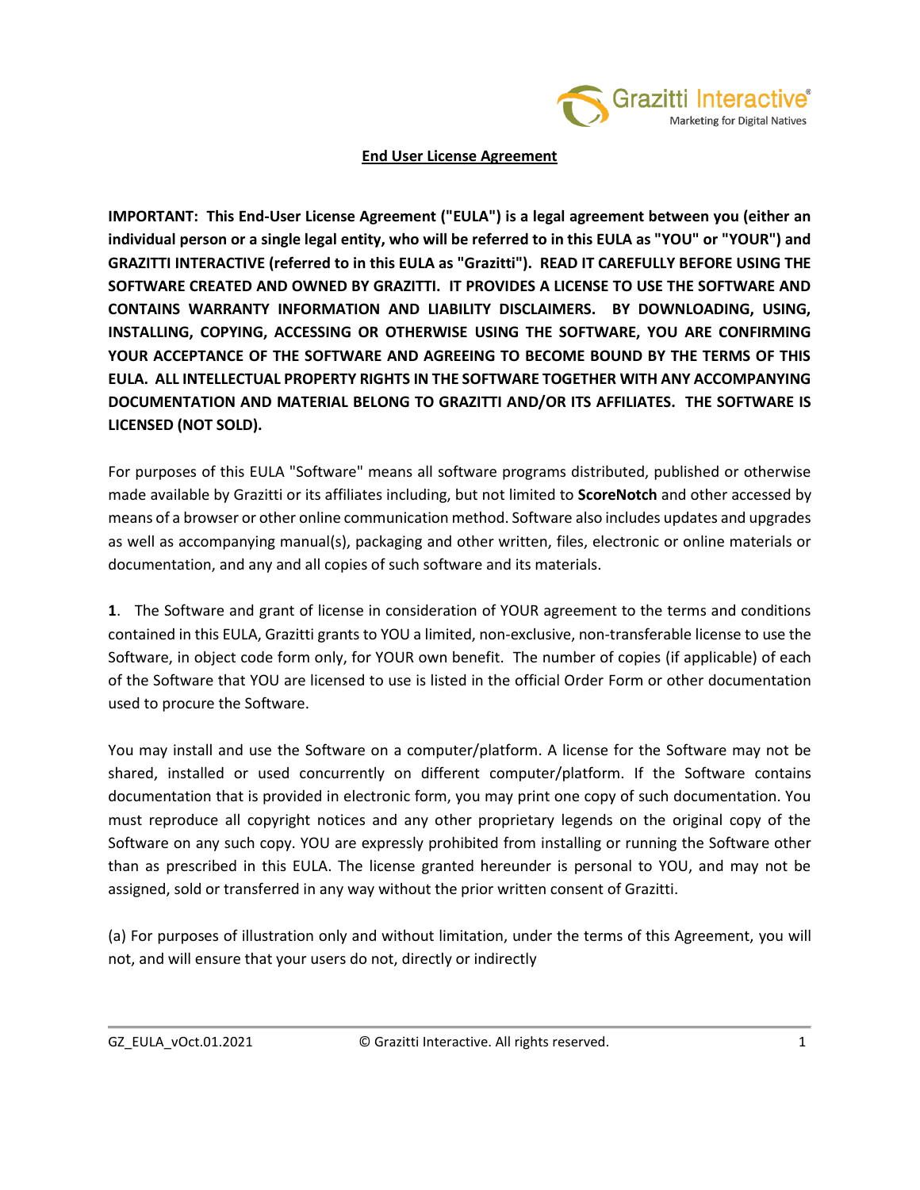**End User License Agreement**

**IMPORTANT: This End-User License Agreement ("EULA") is a legal agreement between you (either an individual person or a single legal entity, who will be referred to in this EULA as "YOU" or "YOUR") and GRAZITTI INTERACTIVE (referred to in this EULA as "Grazitti"). READ IT CAREFULLY BEFORE USING THE SOFTWARE CREATED AND OWNED BY GRAZITTI. IT PROVIDES A LICENSE TO USE THE SOFTWARE AND CONTAINS WARRANTY INFORMATION AND LIABILITY DISCLAIMERS. BY DOWNLOADING, USING, INSTALLING, COPYING, ACCESSING OR OTHERWISE USING THE SOFTWARE, YOU ARE CONFIRMING YOUR ACCEPTANCE OF THE SOFTWARE AND AGREEING TO BECOME BOUND BY THE TERMS OF THIS EULA. ALL INTELLECTUAL PROPERTY RIGHTS IN THE SOFTWARE TOGETHER WITH ANY ACCOMPANYING DOCUMENTATION AND MATERIAL BELONG TO GRAZITTI AND/OR ITS AFFILIATES. THE SOFTWARE IS LICENSED (NOT SOLD).**

For purposes of this EULA "Software" means all software programs distributed, published or otherwise made available by Grazitti or its affiliates including, but not limited to **ScoreNotch** and other accessed by means of a browser or other online communication method. Software also includes updates and upgrades as well as accompanying manual(s), packaging and other written, files, electronic or online materials or documentation, and any and all copies of such software and its materials.

**1**. The Software and grant of license in consideration of YOUR agreement to the terms and conditions contained in this EULA, Grazitti grants to YOU a limited, non-exclusive, non-transferable license to use the Software, in object code form only, for YOUR own benefit. The number of copies (if applicable) of each of the Software that YOU are licensed to use is listed in the official Order Form or other documentation used to procure the Software.

You may install and use the Software on a computer/platform. A license for the Software may not be shared, installed or used concurrently on different computer/platform. If the Software contains documentation that is provided in electronic form, you may print one copy of such documentation. You must reproduce all copyright notices and any other proprietary legends on the original copy of the Software on any such copy. YOU are expressly prohibited from installing or running the Software other than as prescribed in this EULA. The license granted hereunder is personal to YOU, and may not be assigned, sold or transferred in any way without the prior written consent of Grazitti.

(a) For purposes of illustration only and without limitation, under the terms of this Agreement, you will not, and will ensure that your users do not, directly or indirectly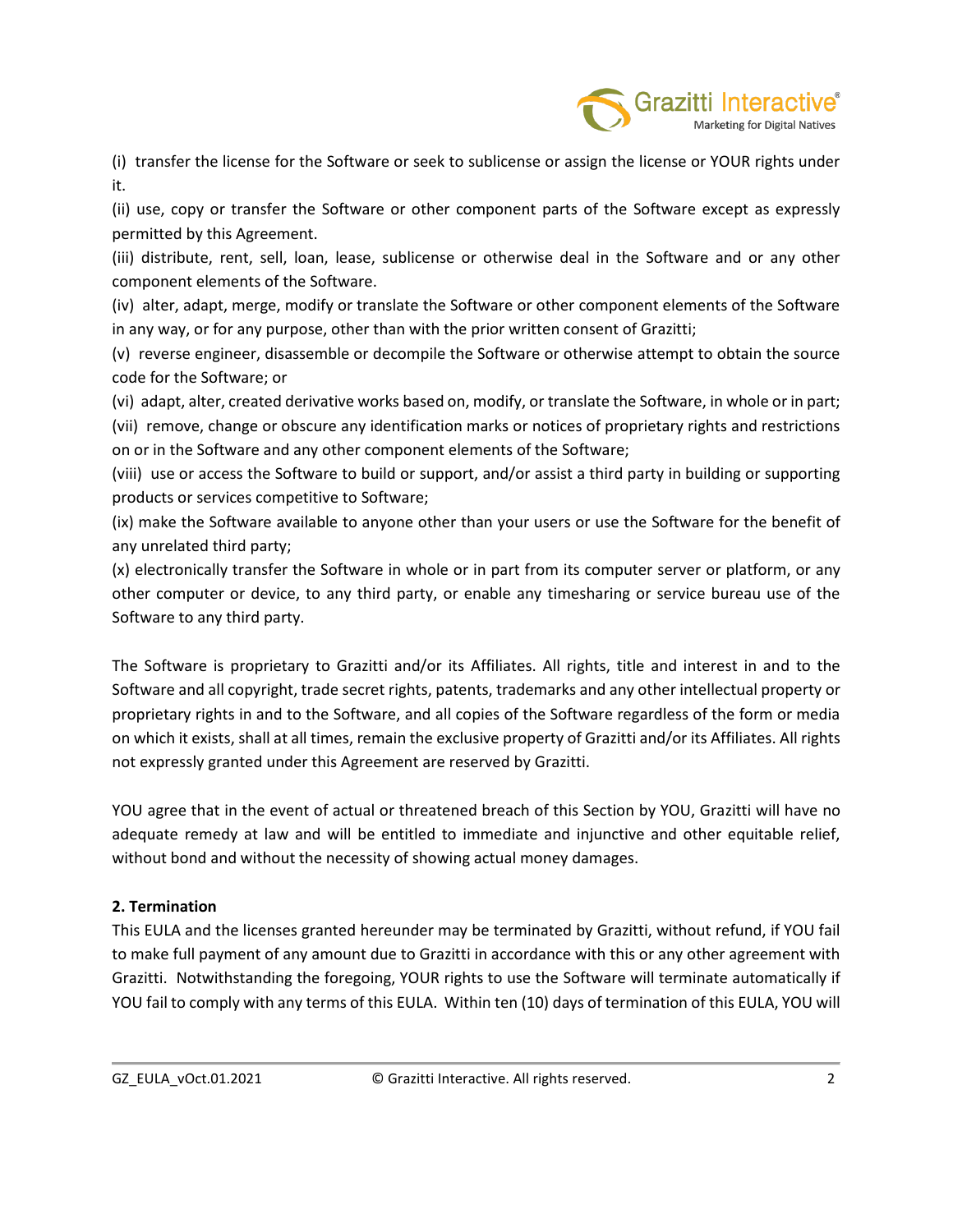(i) transfer the license for the Software or seek to sublicense or assign the license or YOUR rights under it.

(ii) use, copy or transfer the Software or other component parts of the Software except as expressly permitted by this Agreement.

(iii) distribute, rent, sell, loan, lease, sublicense or otherwise deal in the Software and or any other component elements of the Software.

(iv) alter, adapt, merge, modify or translate the Software or other component elements of the Software in any way, or for any purpose, other than with the prior written consent of Grazitti;

(v) reverse engineer, disassemble or decompile the Software or otherwise attempt to obtain the source code for the Software; or

(vi) adapt, alter, created derivative works based on, modify, or translate the Software, in whole or in part;

(vii) remove, change or obscure any identification marks or notices of proprietary rights and restrictions on or in the Software and any other component elements of the Software;

(viii) use or access the Software to build or support, and/or assist a third party in building or supporting products or services competitive to Software;

(ix) make the Software available to anyone other than your users or use the Software for the benefit of any unrelated third party;

(x) electronically transfer the Software in whole or in part from its computer server or platform, or any other computer or device, to any third party, or enable any timesharing or service bureau use of the Software to any third party.

The Software is proprietary to Grazitti and/or its Affiliates. All rights, title and interest in and to the Software and all copyright, trade secret rights, patents, trademarks and any other intellectual property or proprietary rights in and to the Software, and all copies of the Software regardless of the form or media on which it exists, shall at all times, remain the exclusive property of Grazitti and/or its Affiliates. All rights not expressly granted under this Agreement are reserved by Grazitti.

YOU agree that in the event of actual or threatened breach of this Section by YOU, Grazitti will have no adequate remedy at law and will be entitled to immediate and injunctive and other equitable relief, without bond and without the necessity of showing actual money damages.

**2. Termination**

This EULA and the licenses granted hereunder may be terminated by Grazitti, without refund, if YOU fail to make full payment of any amount due to Grazitti in accordance with this or any other agreement with Grazitti. Notwithstanding the foregoing, YOUR rights to use the Software will terminate automatically if YOU fail to comply with any terms of this EULA. Within ten (10) days of termination of this EULA, YOU will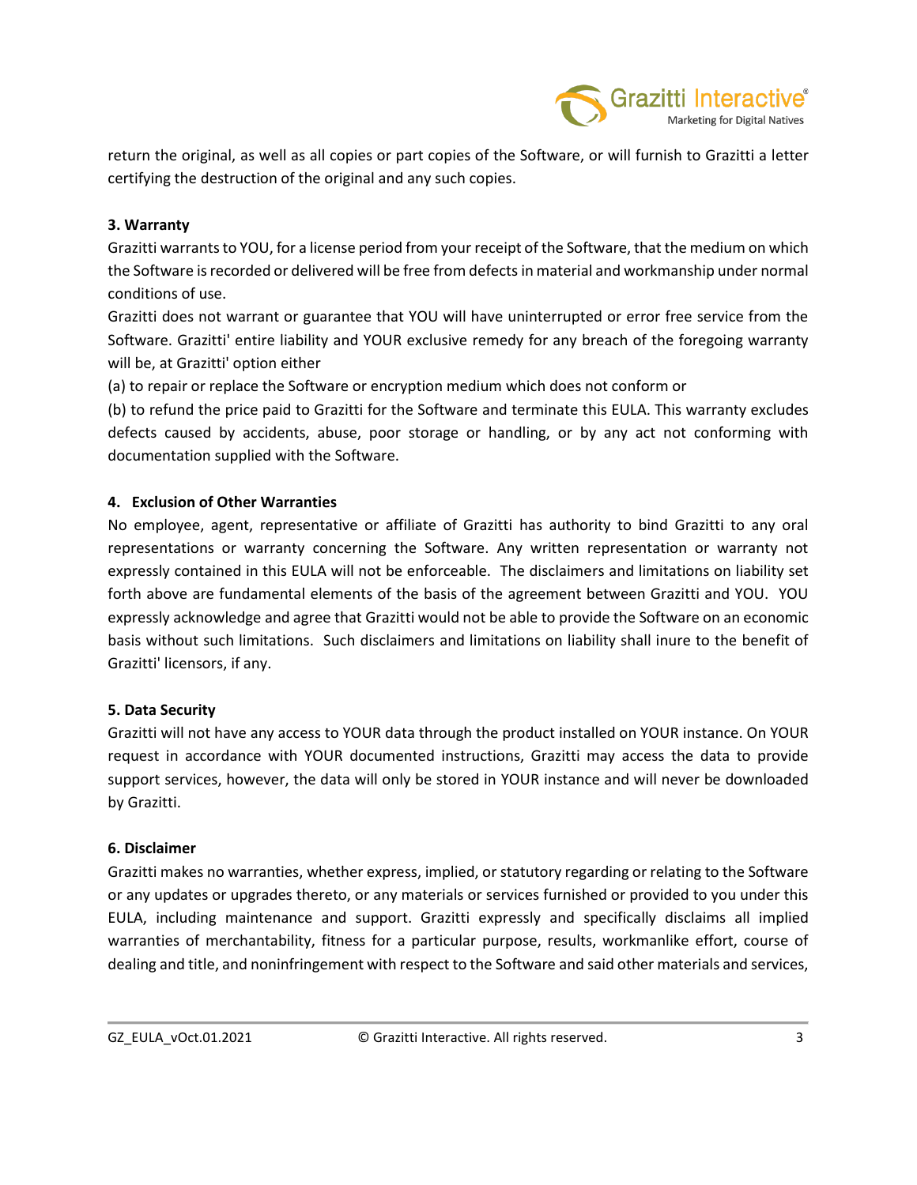return the original, as well as all copies or part copies of the Software, or will furnish to Grazitti a letter certifying the destruction of the original and any such copies.

**3. Warranty**

Grazitti warrants to YOU, for a license period from your receipt of the Software, that the medium on which the Software is recorded or delivered will be free from defects in material and workmanship under normal conditions of use.

Grazitti does not warrant or guarantee that YOU will have uninterrupted or error free service from the Software. Grazitti' entire liability and YOUR exclusive remedy for any breach of the foregoing warranty will be, at Grazitti' option either

(a) to repair or replace the Software or encryption medium which does not conform or

(b) to refund the price paid to Grazitti for the Software and terminate this EULA. This warranty excludes defects caused by accidents, abuse, poor storage or handling, or by any act not conforming with documentation supplied with the Software.

**4. Exclusion of Other Warranties**

No employee, agent, representative or affiliate of Grazitti has authority to bind Grazitti to any oral representations or warranty concerning the Software. Any written representation or warranty not expressly contained in this EULA will not be enforceable. The disclaimers and limitations on liability set forth above are fundamental elements of the basis of the agreement between Grazitti and YOU. YOU expressly acknowledge and agree that Grazitti would not be able to provide the Software on an economic basis without such limitations. Such disclaimers and limitations on liability shall inure to the benefit of Grazitti' licensors, if any.

**5. Data Security**

Grazitti will not have any access to YOUR data through the product installed on YOUR instance. On YOUR request in accordance with YOUR documented instructions, Grazitti may access the data to provide support services, however, the data will only be stored in YOUR instance and will never be downloaded by Grazitti.

**6. Disclaimer**

Grazitti makes no warranties, whether express, implied, or statutory regarding or relating to the Software or any updates or upgrades thereto, or any materials or services furnished or provided to you under this EULA, including maintenance and support. Grazitti expressly and specifically disclaims all implied warranties of merchantability, fitness for a particular purpose, results, workmanlike effort, course of dealing and title, and noninfringement with respect to the Software and said other materials and services,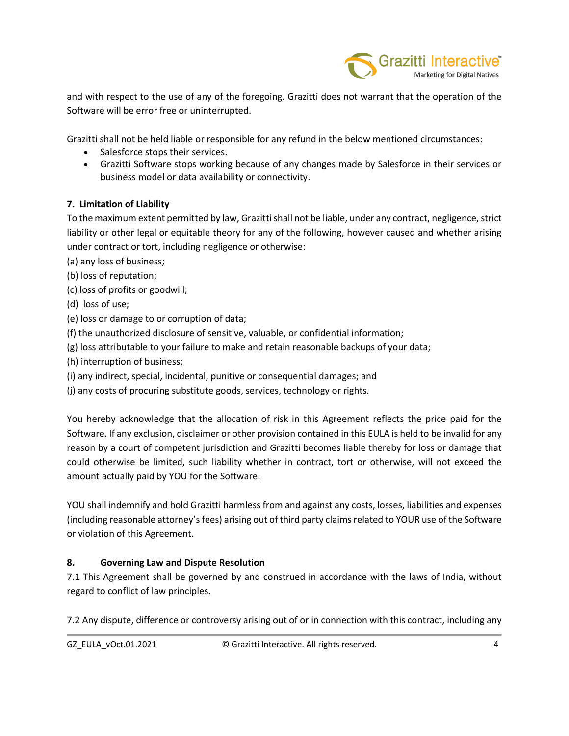and with respect to the use of any of the foregoing. Grazitti does not warrant that the operation of the Software will be error free or uninterrupted.

Grazitti shall not be held liable or responsible for any refund in the below mentioned circumstances:

- Salesforce stops their services.
- Grazitti Software stops working because of any changes made by Salesforce in their services or business model or data availability or connectivity.

**7. Limitation of Liability**

To the maximum extent permitted by law, Grazitti shall not be liable, under any contract, negligence, strict liability or other legal or equitable theory for any of the following, however caused and whether arising under contract or tort, including negligence or otherwise:

(a) any loss of business;

(b) loss of reputation;

(c) loss of profits or goodwill;

(d) loss of use;

(e) loss or damage to or corruption of data;

(f) the unauthorized disclosure of sensitive, valuable, or confidential information;

(g) loss attributable to your failure to make and retain reasonable backups of your data;

(h) interruption of business;

(i) any indirect, special, incidental, punitive or consequential damages; and

(j) any costs of procuring substitute goods, services, technology or rights.

You hereby acknowledge that the allocation of risk in this Agreement reflects the price paid for the Software. If any exclusion, disclaimer or other provision contained in this EULA is held to be invalid for any reason by a court of competent jurisdiction and Grazitti becomes liable thereby for loss or damage that could otherwise be limited, such liability whether in contract, tort or otherwise, will not exceed the amount actually paid by YOU for the Software.

YOU shall indemnify and hold Grazitti harmless from and against any costs, losses, liabilities and expenses (including reasonable attorney's fees) arising out of third party claims related to YOUR use of the Software or violation of this Agreement.

**8. Governing Law and Dispute Resolution**

7.1 This Agreement shall be governed by and construed in accordance with the laws of India, without regard to conflict of law principles.

7.2 Any dispute, difference or controversy arising out of or in connection with this contract, including any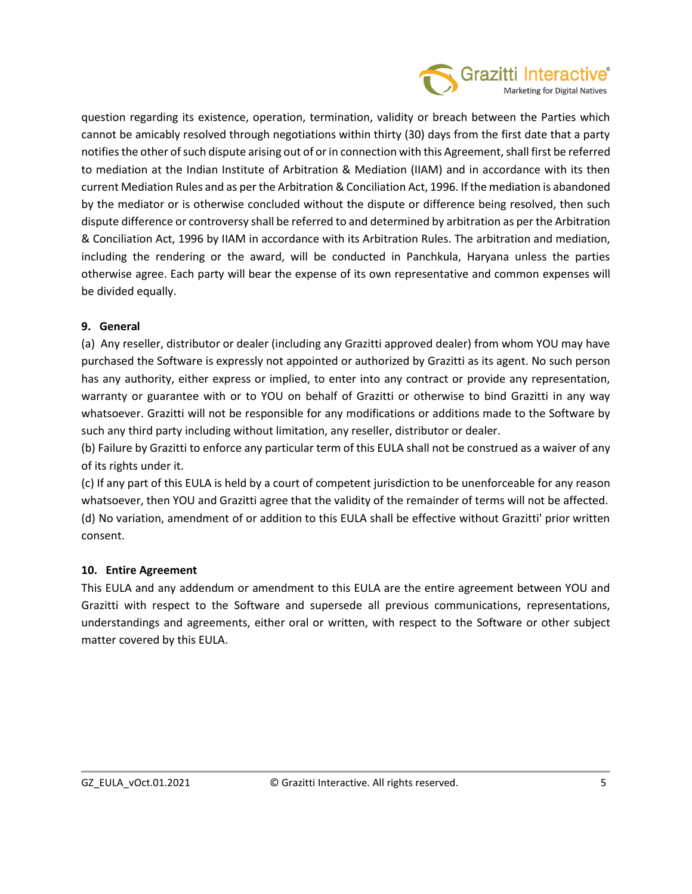question regarding its existence, operation, termination, validity or breach between the Parties which cannot be amicably resolved through negotiations within thirty (30) days from the first date that a party notifies the other of such dispute arising out of or in connection with this Agreement, shall first be referred to mediation at the Indian Institute of Arbitration & Mediation (IIAM) and in accordance with its then current Mediation Rules and as per the Arbitration & Conciliation Act, 1996. If the mediation is abandoned by the mediator or is otherwise concluded without the dispute or difference being resolved, then such dispute difference or controversy shall be referred to and determined by arbitration as per the Arbitration & Conciliation Act, 1996 by IIAM in accordance with its Arbitration Rules. The arbitration and mediation, including the rendering or the award, will be conducted in Panchkula, Haryana unless the parties otherwise agree. Each party will bear the expense of its own representative and common expenses will be divided equally.

**9. General**

(a) Any reseller, distributor or dealer (including any Grazitti approved dealer) from whom YOU may have purchased the Software is expressly not appointed or authorized by Grazitti as its agent. No such person has any authority, either express or implied, to enter into any contract or provide any representation, warranty or guarantee with or to YOU on behalf of Grazitti or otherwise to bind Grazitti in any way whatsoever. Grazitti will not be responsible for any modifications or additions made to the Software by such any third party including without limitation, any reseller, distributor or dealer.

(b) Failure by Grazitti to enforce any particular term of this EULA shall not be construed as a waiver of any of its rights under it.

(c) If any part of this EULA is held by a court of competent jurisdiction to be unenforceable for any reason whatsoever, then YOU and Grazitti agree that the validity of the remainder of terms will not be affected.

(d) No variation, amendment of or addition to this EULA shall be effective without Grazitti' prior written consent.

**10. Entire Agreement**

This EULA and any addendum or amendment to this EULA are the entire agreement between YOU and Grazitti with respect to the Software and supersede all previous communications, representations, understandings and agreements, either oral or written, with respect to the Software or other subject matter covered by this EULA.